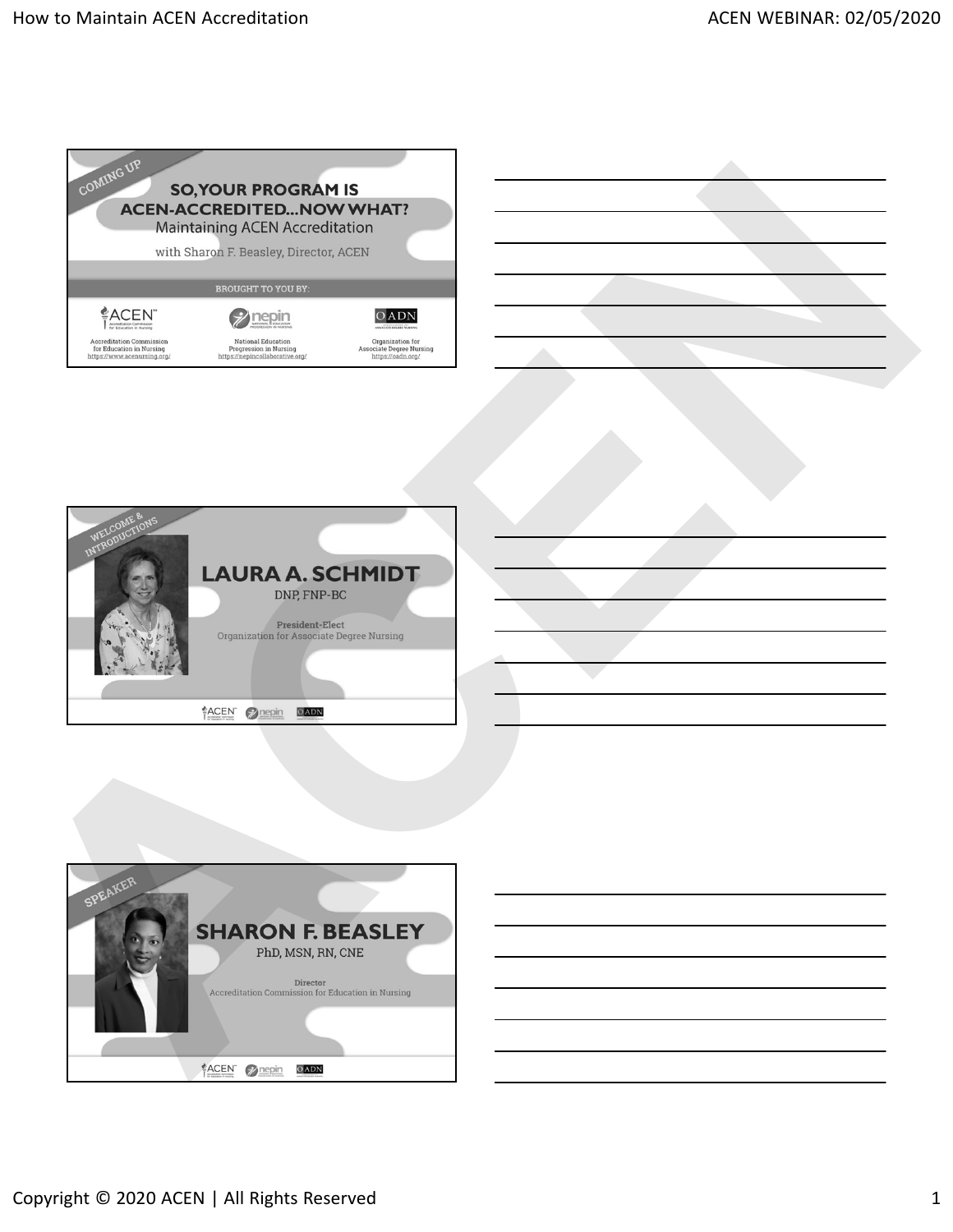COMING UP

## SO, YOUR PROGRAM IS ACEN-ACCREDITED...NOW WHAT?

Maintaining ACEN Accreditation

with Sharon F. Beasley, Director, ACEN

BROUGHT TO YOU BY:

ACEN
Accreditation Commission for Education in Nursing
https://www.acenursing.org/

nepin
National Education Progression in Nursing
https://nepincollaborative.org/

OADN
Organization for Associate Degree Nursing
https://oadn.org/

---

WELCOME & INTRODUCTIONS

## LAURA A. SCHMIDT

DNP, FNP-BC

**President-Elect**
Organization for Associate Degree Nursing

---

SPEAKER

## SHARON F. BEASLEY

PhD, MSN, RN, CNE

**Director**
Accreditation Commission for Education in Nursing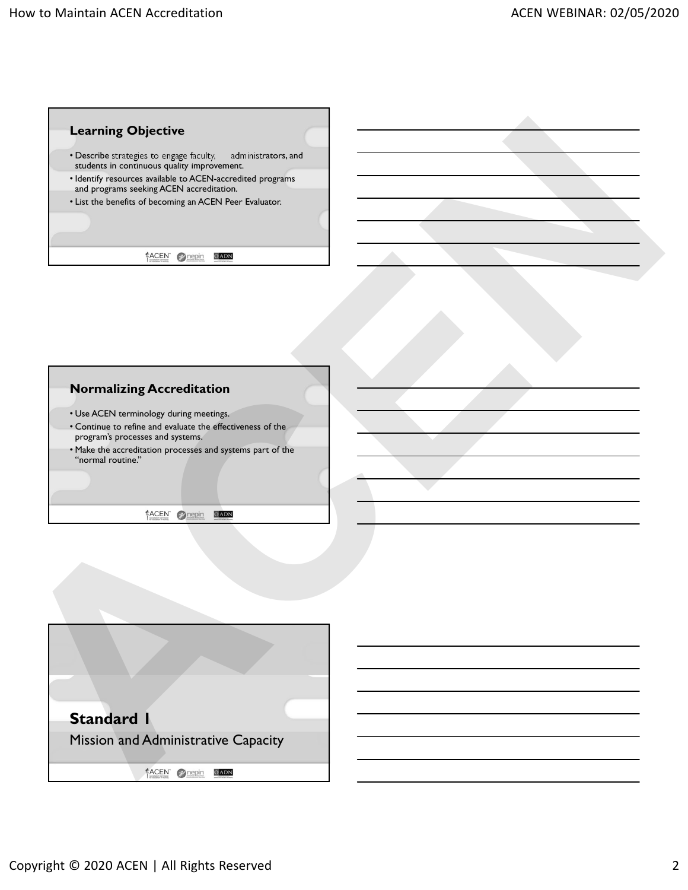## Learning Objective

- Describe strategies to engage faculty, administrators, and students in continuous quality improvement.
- Identify resources available to ACEN-accredited programs and programs seeking ACEN accreditation.
- List the benefits of becoming an ACEN Peer Evaluator.

## Normalizing Accreditation

- Use ACEN terminology during meetings.
- Continue to refine and evaluate the effectiveness of the program's processes and systems.
- Make the accreditation processes and systems part of the "normal routine."

## Standard 1

Mission and Administrative Capacity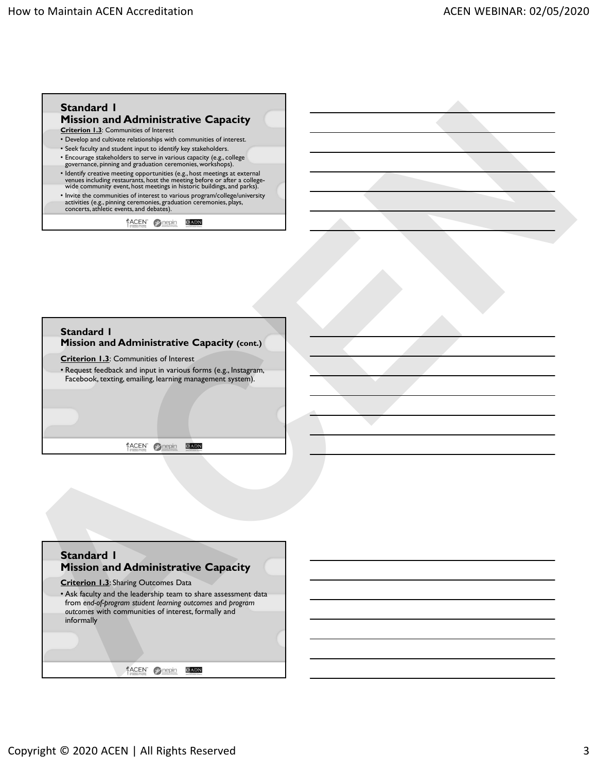## Standard 1
## Mission and Administrative Capacity

**Criterion 1.3**: Communities of Interest

- Develop and cultivate relationships with communities of interest.
- Seek faculty and student input to identify key stakeholders.
- Encourage stakeholders to serve in various capacity (e.g., college governance, pinning and graduation ceremonies, workshops).
- Identify creative meeting opportunities (e.g., host meetings at external venues including restaurants, host the meeting before or after a college-wide community event, host meetings in historic buildings, and parks).
- Invite the communities of interest to various program/college/university activities (e.g., pinning ceremonies, graduation ceremonies, plays, concerts, athletic events, and debates).

## Standard 1
## Mission and Administrative Capacity (cont.)

**Criterion 1.3**: Communities of Interest

- Request feedback and input in various forms (e.g., Instagram, Facebook, texting, emailing, learning management system).

## Standard 1
## Mission and Administrative Capacity

**Criterion 1.3**: Sharing Outcomes Data

- Ask faculty and the leadership team to share assessment data from *end-of-program student learning outcomes* and *program outcomes* with communities of interest, formally and informally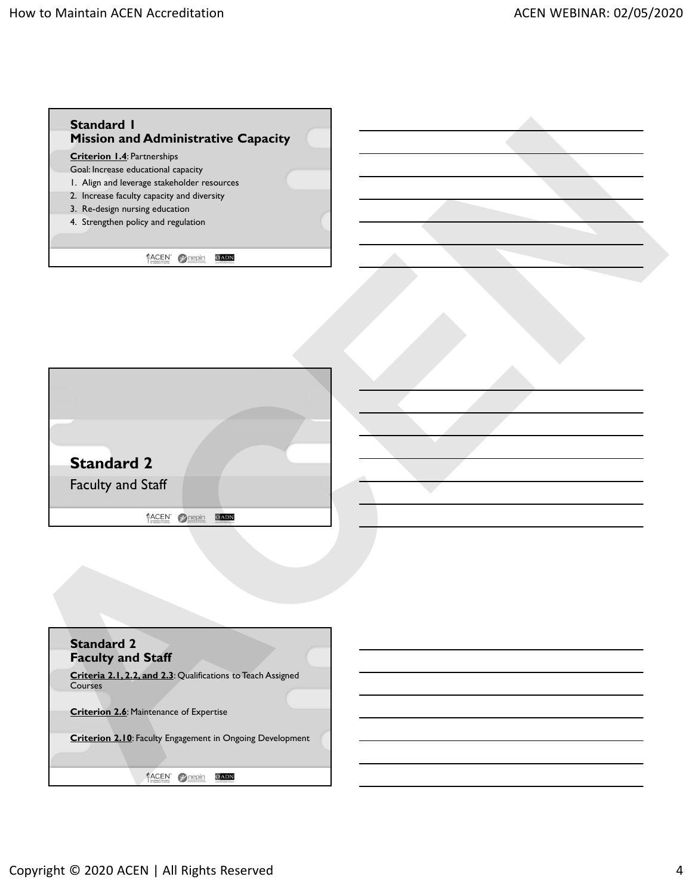## Standard 1
## Mission and Administrative Capacity

**Criterion 1.4**: Partnerships

Goal: Increase educational capacity

1. Align and leverage stakeholder resources
2. Increase faculty capacity and diversity
3. Re-design nursing education
4. Strengthen policy and regulation

## Standard 2

Faculty and Staff

## Standard 2
## Faculty and Staff

**Criteria 2.1, 2.2, and 2.3**: Qualifications to Teach Assigned Courses

**Criterion 2.6**: Maintenance of Expertise

**Criterion 2.10**: Faculty Engagement in Ongoing Development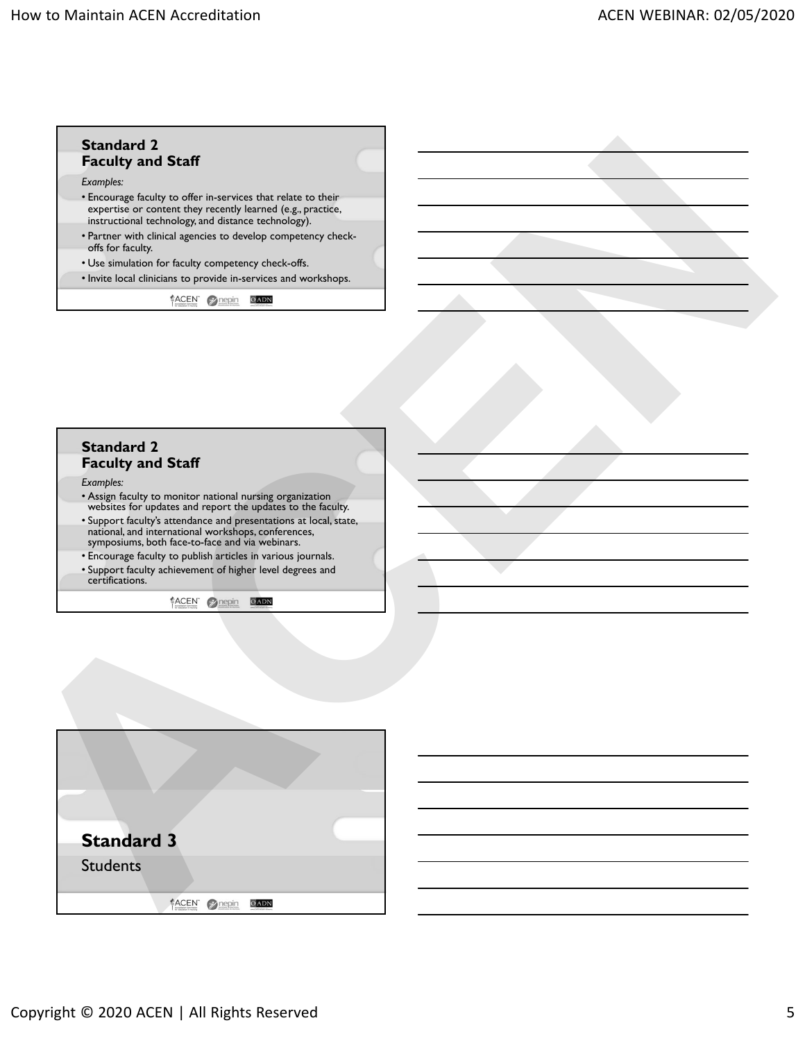## Standard 2 Faculty and Staff

*Examples:*

- Encourage faculty to offer in-services that relate to their expertise or content they recently learned (e.g., practice, instructional technology, and distance technology).
- Partner with clinical agencies to develop competency check-offs for faculty.
- Use simulation for faculty competency check-offs.
- Invite local clinicians to provide in-services and workshops.

## Standard 2 Faculty and Staff

*Examples:*

- Assign faculty to monitor national nursing organization websites for updates and report the updates to the faculty.
- Support faculty's attendance and presentations at local, state, national, and international workshops, conferences, symposiums, both face-to-face and via webinars.
- Encourage faculty to publish articles in various journals.
- Support faculty achievement of higher level degrees and certifications.

## Standard 3

Students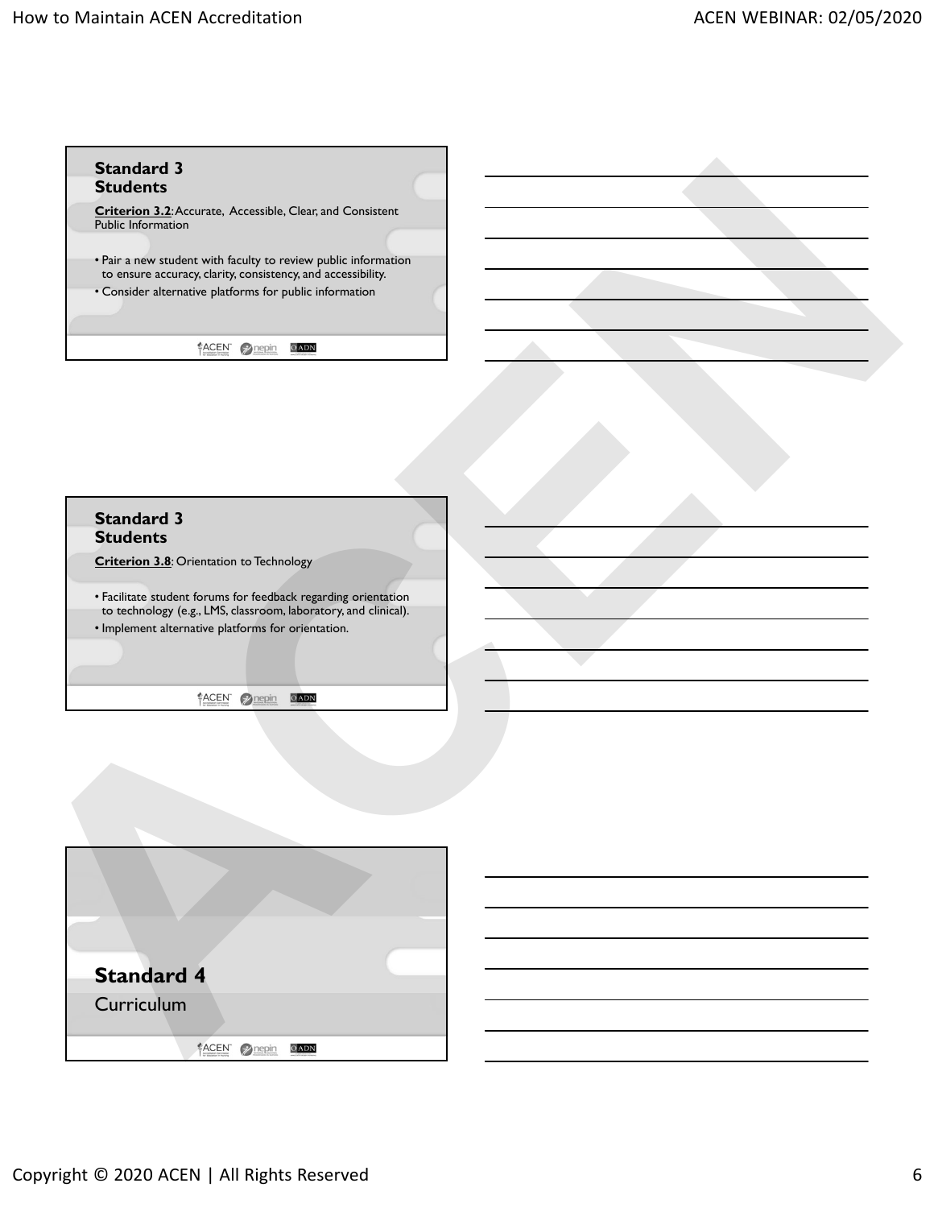## Standard 3 Students

**Criterion 3.2**: Accurate, Accessible, Clear, and Consistent Public Information

- Pair a new student with faculty to review public information to ensure accuracy, clarity, consistency, and accessibility.
- Consider alternative platforms for public information

## Standard 3 Students

**Criterion 3.8**: Orientation to Technology

- Facilitate student forums for feedback regarding orientation to technology (e.g., LMS, classroom, laboratory, and clinical).
- Implement alternative platforms for orientation.

## Standard 4

Curriculum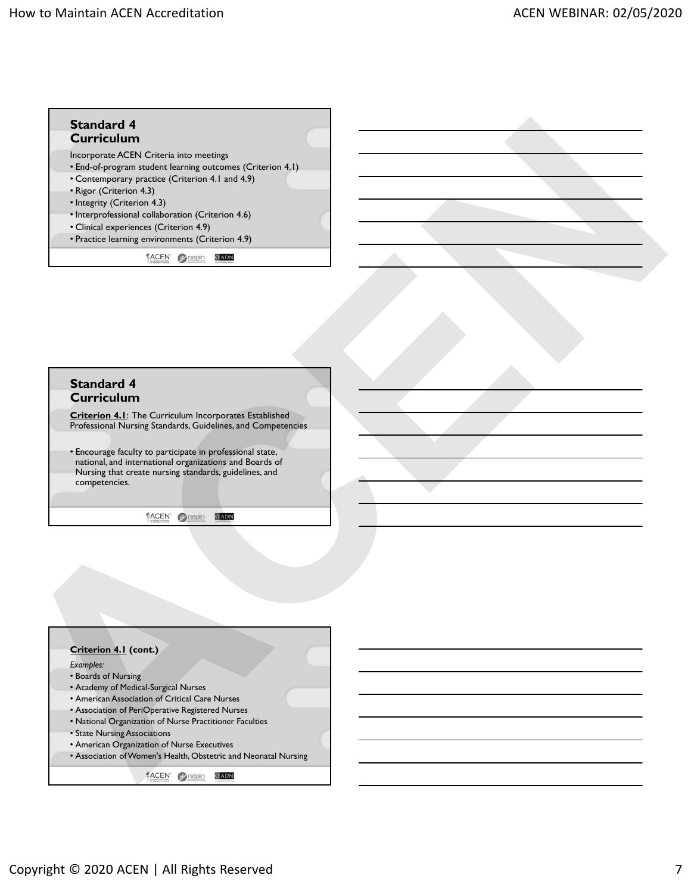## Standard 4
## Curriculum

Incorporate ACEN Criteria into meetings

- End-of-program student learning outcomes (Criterion 4.1)
- Contemporary practice (Criterion 4.1 and 4.9)
- Rigor (Criterion 4.3)
- Integrity (Criterion 4.3)
- Interprofessional collaboration (Criterion 4.6)
- Clinical experiences (Criterion 4.9)
- Practice learning environments (Criterion 4.9)

## Standard 4
## Curriculum

**Criterion 4.1**: The Curriculum Incorporates Established Professional Nursing Standards, Guidelines, and Competencies

- Encourage faculty to participate in professional state, national, and international organizations and Boards of Nursing that create nursing standards, guidelines, and competencies.

**Criterion 4.1 (cont.)**

*Examples:*

- Boards of Nursing
- Academy of Medical-Surgical Nurses
- American Association of Critical Care Nurses
- Association of PeriOperative Registered Nurses
- National Organization of Nurse Practitioner Faculties
- State Nursing Associations
- American Organization of Nurse Executives
- Association of Women's Health, Obstetric and Neonatal Nursing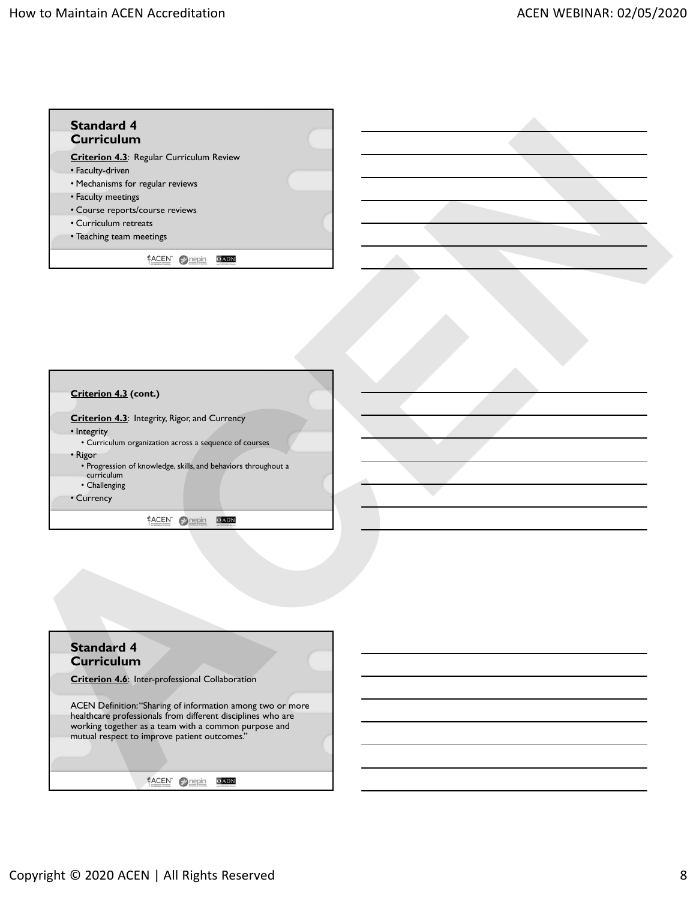## Standard 4 Curriculum

**Criterion 4.3**: Regular Curriculum Review

- Faculty-driven
- Mechanisms for regular reviews
- Faculty meetings
- Course reports/course reviews
- Curriculum retreats
- Teaching team meetings

**Criterion 4.3 (cont.)**

**Criterion 4.3**: Integrity, Rigor, and Currency

- Integrity
  - Curriculum organization across a sequence of courses
- Rigor
  - Progression of knowledge, skills, and behaviors throughout a curriculum
  - Challenging
- Currency

## Standard 4 Curriculum

**Criterion 4.6**: Inter-professional Collaboration

ACEN Definition: "Sharing of information among two or more healthcare professionals from different disciplines who are working together as a team with a common purpose and mutual respect to improve patient outcomes."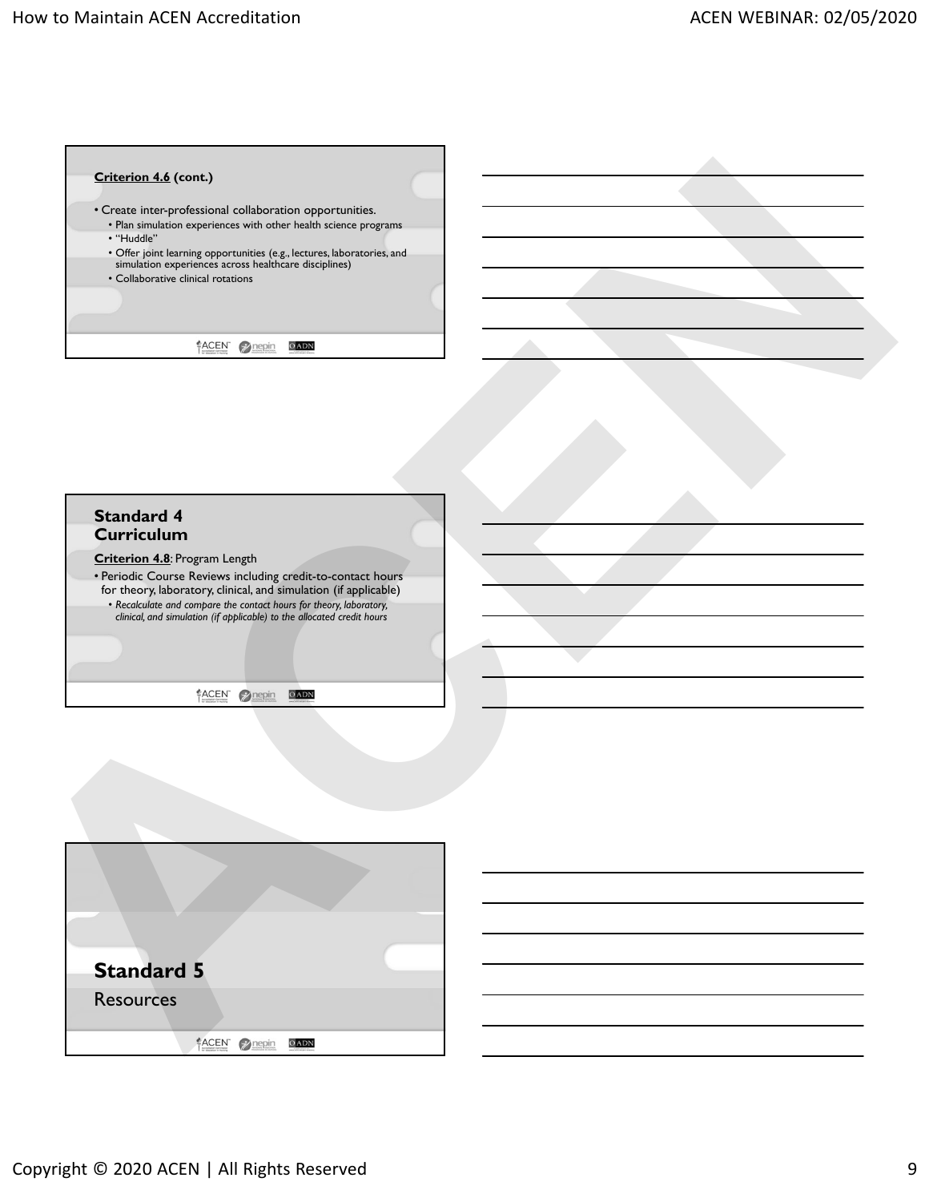**Criterion 4.6 (cont.)**

- Create inter-professional collaboration opportunities.
  - Plan simulation experiences with other health science programs
  - "Huddle"
  - Offer joint learning opportunities (e.g., lectures, laboratories, and simulation experiences across healthcare disciplines)
  - Collaborative clinical rotations

## Standard 4 Curriculum

**Criterion 4.8**: Program Length

- Periodic Course Reviews including credit-to-contact hours for theory, laboratory, clinical, and simulation (if applicable)
  - *Recalculate and compare the contact hours for theory, laboratory, clinical, and simulation (if applicable) to the allocated credit hours*

## Standard 5

Resources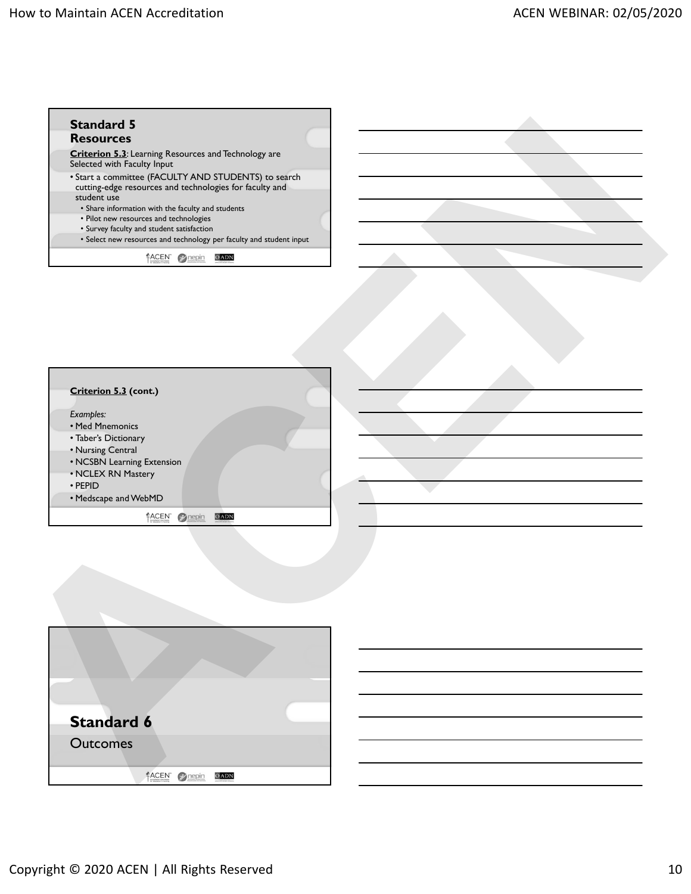## Standard 5
## Resources

**Criterion 5.3**: Learning Resources and Technology are Selected with Faculty Input

- Start a committee (FACULTY AND STUDENTS) to search cutting-edge resources and technologies for faculty and student use
  - Share information with the faculty and students
  - Pilot new resources and technologies
  - Survey faculty and student satisfaction
  - Select new resources and technology per faculty and student input

**Criterion 5.3 (cont.)**

*Examples:*

- Med Mnemonics
- Taber's Dictionary
- Nursing Central
- NCSBN Learning Extension
- NCLEX RN Mastery
- PEPID
- Medscape and WebMD

## Standard 6
Outcomes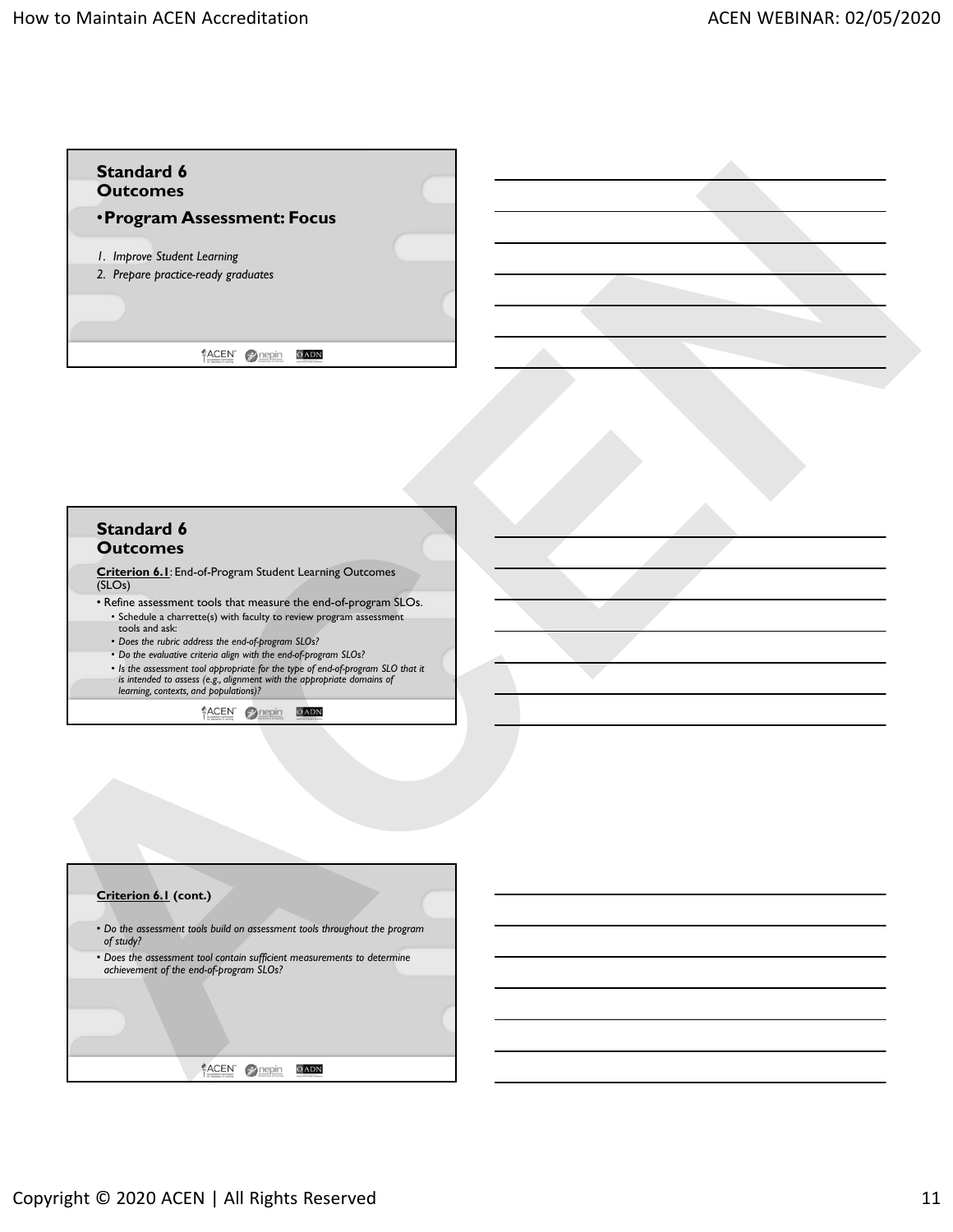## Standard 6
## Outcomes

- **Program Assessment: Focus**

1. *Improve Student Learning*
2. *Prepare practice-ready graduates*

## Standard 6
## Outcomes

**Criterion 6.1**: End-of-Program Student Learning Outcomes (SLOs)

- Refine assessment tools that measure the end-of-program SLOs.
  - Schedule a charrette(s) with faculty to review program assessment tools and ask:
  - *Does the rubric address the end-of-program SLOs?*
  - *Do the evaluative criteria align with the end-of-program SLOs?*
  - *Is the assessment tool appropriate for the type of end-of-program SLO that it is intended to assess (e.g., alignment with the appropriate domains of learning, contexts, and populations)?*

**Criterion 6.1 (cont.)**

- *Do the assessment tools build on assessment tools throughout the program of study?*
- *Does the assessment tool contain sufficient measurements to determine achievement of the end-of-program SLOs?*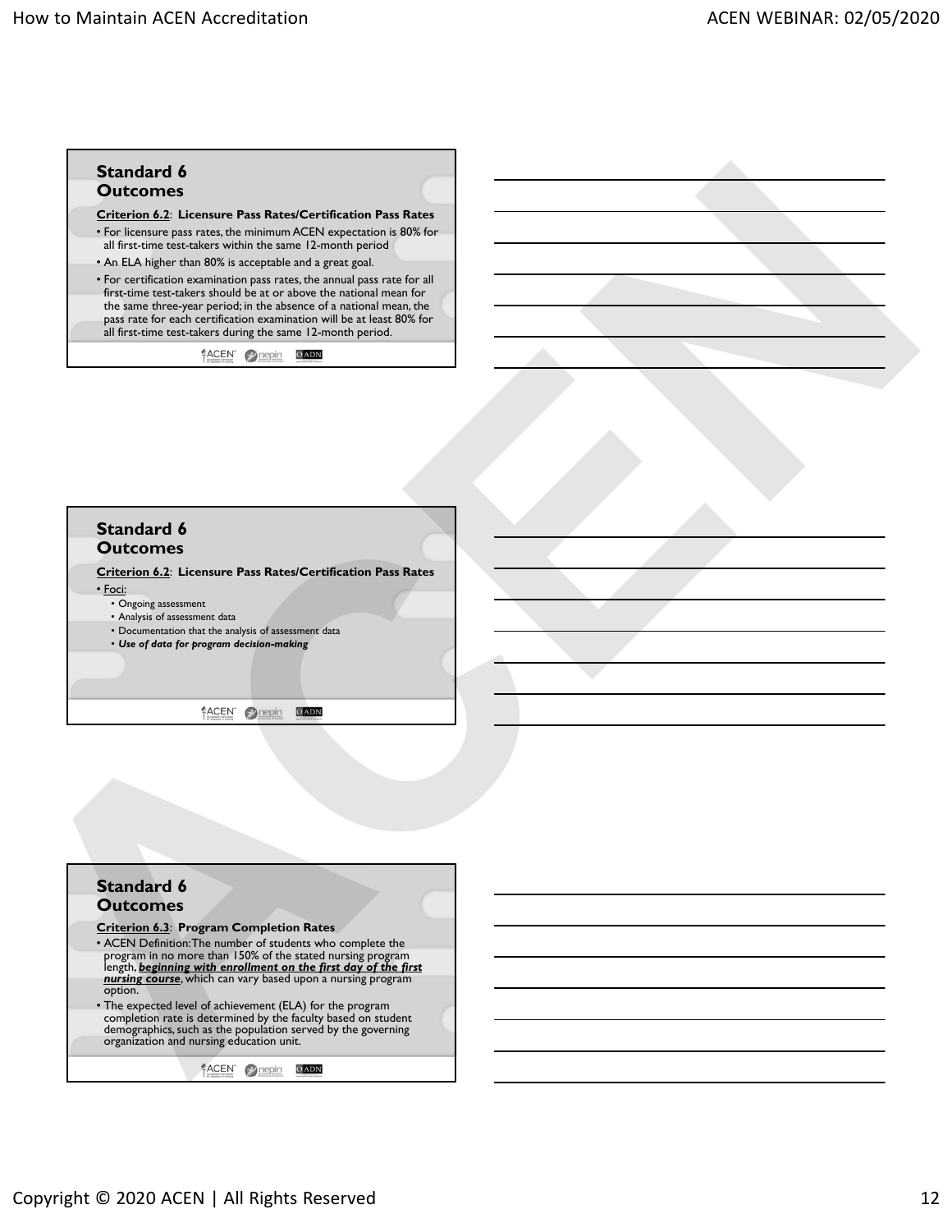## Standard 6 Outcomes

**Criterion 6.2: Licensure Pass Rates/Certification Pass Rates**

- For licensure pass rates, the minimum ACEN expectation is 80% for all first-time test-takers within the same 12-month period
- An ELA higher than 80% is acceptable and a great goal.
- For certification examination pass rates, the annual pass rate for all first-time test-takers should be at or above the national mean for the same three-year period; in the absence of a national mean, the pass rate for each certification examination will be at least 80% for all first-time test-takers during the same 12-month period.

## Standard 6 Outcomes

**Criterion 6.2: Licensure Pass Rates/Certification Pass Rates**

- Foci:
  - Ongoing assessment
  - Analysis of assessment data
  - Documentation that the analysis of assessment data
  - ***Use of data for program decision-making***

## Standard 6 Outcomes

**Criterion 6.3: Program Completion Rates**

- ACEN Definition: The number of students who complete the program in no more than 150% of the stated nursing program length, ***beginning with enrollment on the first day of the first nursing course***, which can vary based upon a nursing program option.
- The expected level of achievement (ELA) for the program completion rate is determined by the faculty based on student demographics, such as the population served by the governing organization and nursing education unit.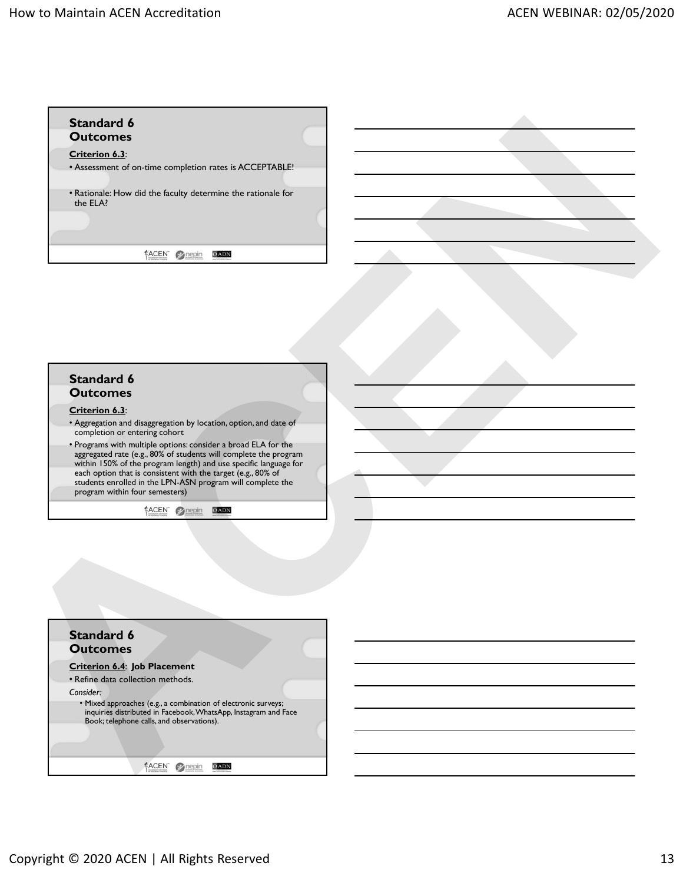## Standard 6 Outcomes

**Criterion 6.3**:

- Assessment of on-time completion rates is ACCEPTABLE!
- Rationale: How did the faculty determine the rationale for the ELA?

## Standard 6 Outcomes

**Criterion 6.3**:

- Aggregation and disaggregation by location, option, and date of completion or entering cohort
- Programs with multiple options: consider a broad ELA for the aggregated rate (e.g., 80% of students will complete the program within 150% of the program length) and use specific language for each option that is consistent with the target (e.g., 80% of students enrolled in the LPN-ASN program will complete the program within four semesters)

## Standard 6 Outcomes

**Criterion 6.4**: **Job Placement**

- Refine data collection methods.

*Consider:*

- Mixed approaches (e.g., a combination of electronic surveys; inquiries distributed in Facebook, WhatsApp, Instagram and Face Book; telephone calls, and observations).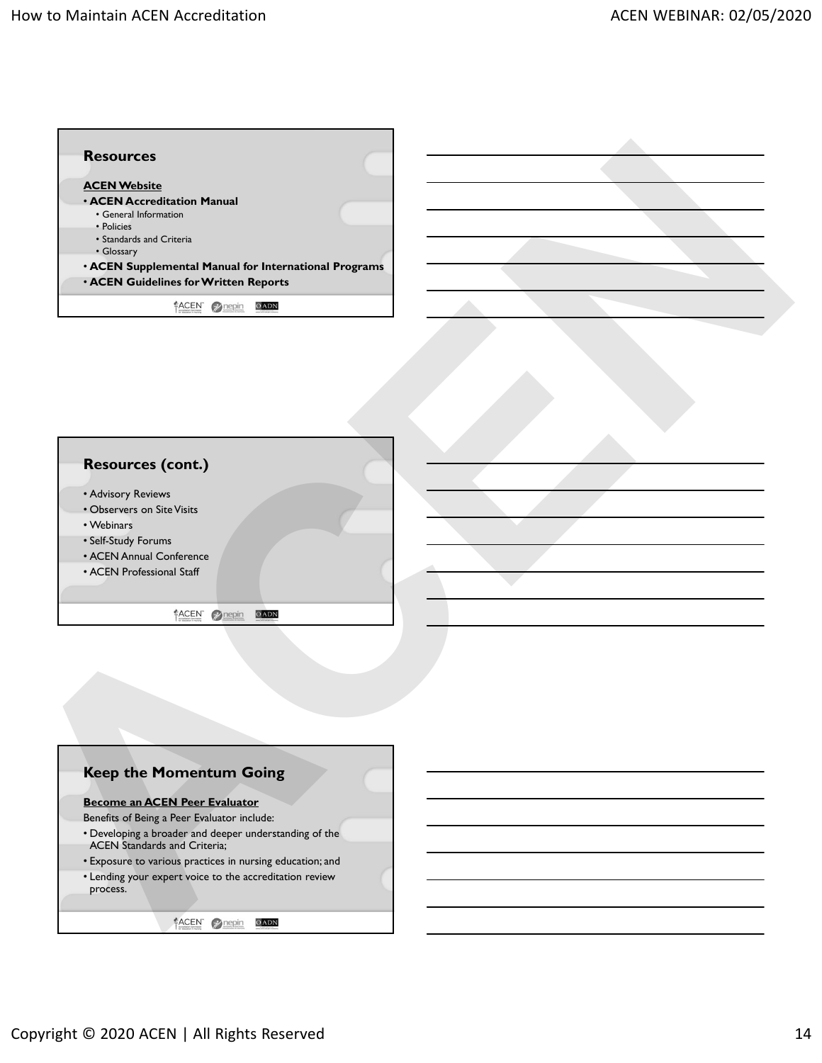## Resources

**ACEN Website**

- **ACEN Accreditation Manual**
  - General Information
  - Policies
  - Standards and Criteria
  - Glossary
- **ACEN Supplemental Manual for International Programs**
- **ACEN Guidelines for Written Reports**

## Resources (cont.)

- Advisory Reviews
- Observers on Site Visits
- Webinars
- Self-Study Forums
- ACEN Annual Conference
- ACEN Professional Staff

## Keep the Momentum Going

**Become an ACEN Peer Evaluator**

Benefits of Being a Peer Evaluator include:

- Developing a broader and deeper understanding of the ACEN Standards and Criteria;
- Exposure to various practices in nursing education; and
- Lending your expert voice to the accreditation review process.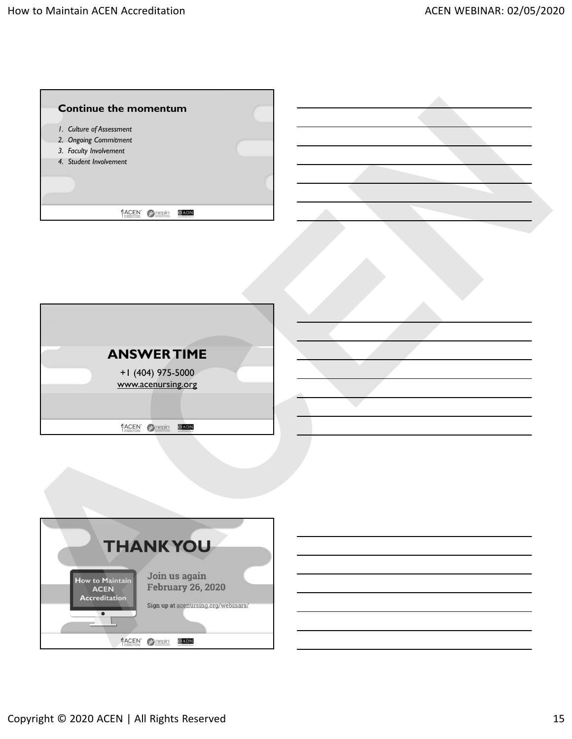## Continue the momentum

1. *Culture of Assessment*
2. *Ongoing Commitment*
3. *Faculty Involvement*
4. *Student Involvement*

## ANSWER TIME

+1 (404) 975-5000

www.acenursing.org

## THANK YOU

How to Maintain ACEN Accreditation

Join us again February 26, 2020

Sign up at acenursing.org/webinars/